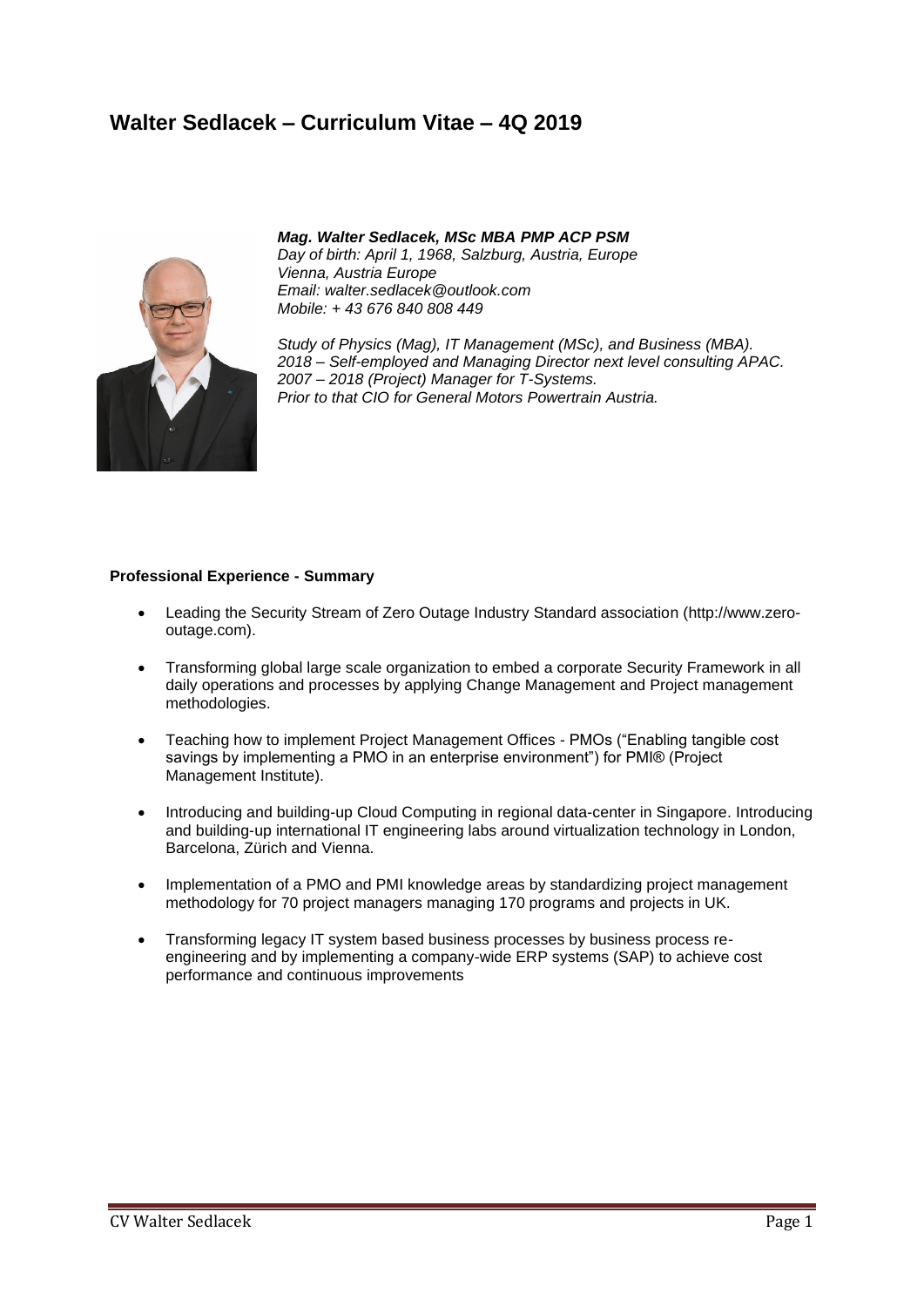# Walter Sedlacek – Curriculum Vitae – 4Q 2019

***Mag. Walter Sedlacek, MSc MBA PMP ACP PSM***
*Day of birth: April 1, 1968, Salzburg, Austria, Europe*
*Vienna, Austria Europe*
*Email: walter.sedlacek@outlook.com*
*Mobile: + 43 676 840 808 449*

*Study of Physics (Mag), IT Management (MSc), and Business (MBA).*
*2018 – Self-employed and Managing Director next level consulting APAC.*
*2007 – 2018 (Project) Manager for T-Systems.*
*Prior to that CIO for General Motors Powertrain Austria.*

**Professional Experience - Summary**

- Leading the Security Stream of Zero Outage Industry Standard association (http://www.zero-outage.com).
- Transforming global large scale organization to embed a corporate Security Framework in all daily operations and processes by applying Change Management and Project management methodologies.
- Teaching how to implement Project Management Offices - PMOs ("Enabling tangible cost savings by implementing a PMO in an enterprise environment") for PMI® (Project Management Institute).
- Introducing and building-up Cloud Computing in regional data-center in Singapore. Introducing and building-up international IT engineering labs around virtualization technology in London, Barcelona, Zürich and Vienna.
- Implementation of a PMO and PMI knowledge areas by standardizing project management methodology for 70 project managers managing 170 programs and projects in UK.
- Transforming legacy IT system based business processes by business process re-engineering and by implementing a company-wide ERP systems (SAP) to achieve cost performance and continuous improvements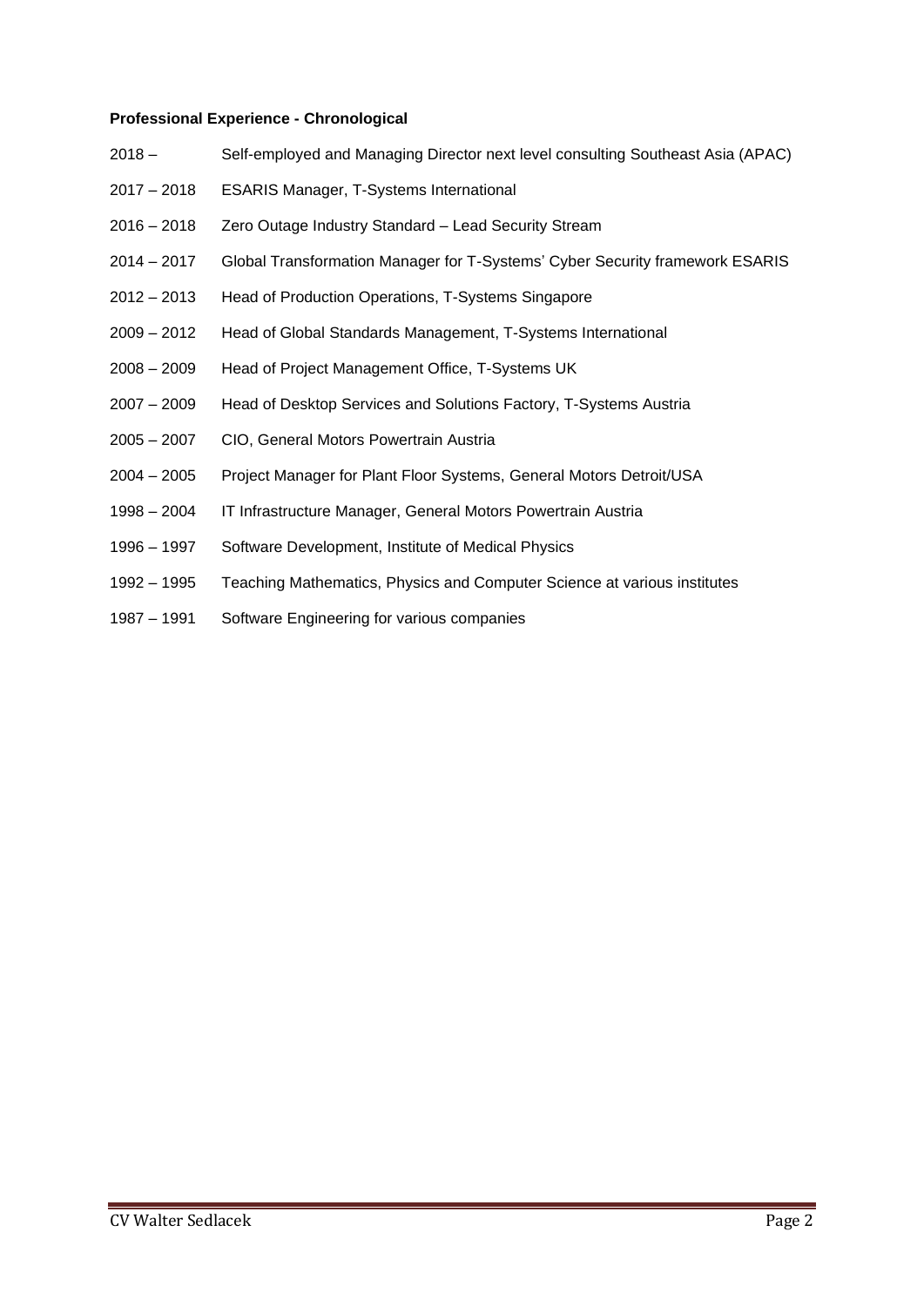**Professional Experience - Chronological**

2018 – Self-employed and Managing Director next level consulting Southeast Asia (APAC)

2017 – 2018 ESARIS Manager, T-Systems International

2016 – 2018 Zero Outage Industry Standard – Lead Security Stream

2014 – 2017 Global Transformation Manager for T-Systems' Cyber Security framework ESARIS

2012 – 2013 Head of Production Operations, T-Systems Singapore

2009 – 2012 Head of Global Standards Management, T-Systems International

2008 – 2009 Head of Project Management Office, T-Systems UK

2007 – 2009 Head of Desktop Services and Solutions Factory, T-Systems Austria

2005 – 2007 CIO, General Motors Powertrain Austria

2004 – 2005 Project Manager for Plant Floor Systems, General Motors Detroit/USA

1998 – 2004 IT Infrastructure Manager, General Motors Powertrain Austria

1996 – 1997 Software Development, Institute of Medical Physics

1992 – 1995 Teaching Mathematics, Physics and Computer Science at various institutes

1987 – 1991 Software Engineering for various companies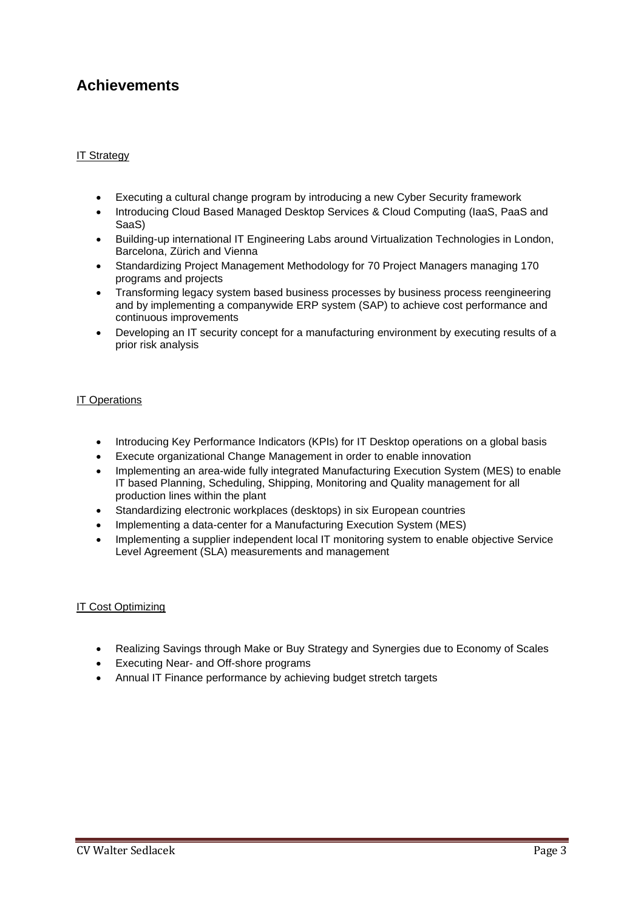# Achievements

### IT Strategy

- Executing a cultural change program by introducing a new Cyber Security framework
- Introducing Cloud Based Managed Desktop Services & Cloud Computing (IaaS, PaaS and SaaS)
- Building-up international IT Engineering Labs around Virtualization Technologies in London, Barcelona, Zürich and Vienna
- Standardizing Project Management Methodology for 70 Project Managers managing 170 programs and projects
- Transforming legacy system based business processes by business process reengineering and by implementing a companywide ERP system (SAP) to achieve cost performance and continuous improvements
- Developing an IT security concept for a manufacturing environment by executing results of a prior risk analysis

### IT Operations

- Introducing Key Performance Indicators (KPIs) for IT Desktop operations on a global basis
- Execute organizational Change Management in order to enable innovation
- Implementing an area-wide fully integrated Manufacturing Execution System (MES) to enable IT based Planning, Scheduling, Shipping, Monitoring and Quality management for all production lines within the plant
- Standardizing electronic workplaces (desktops) in six European countries
- Implementing a data-center for a Manufacturing Execution System (MES)
- Implementing a supplier independent local IT monitoring system to enable objective Service Level Agreement (SLA) measurements and management

### IT Cost Optimizing

- Realizing Savings through Make or Buy Strategy and Synergies due to Economy of Scales
- Executing Near- and Off-shore programs
- Annual IT Finance performance by achieving budget stretch targets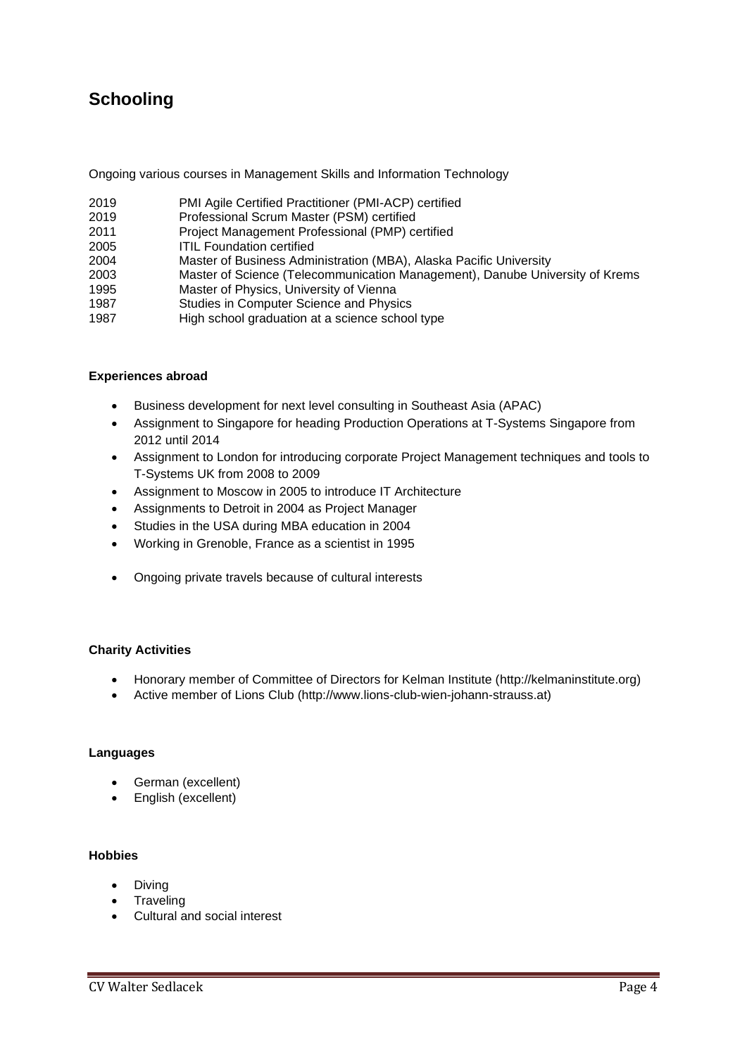## Schooling

Ongoing various courses in Management Skills and Information Technology

| | |
|---|---|
| 2019 | PMI Agile Certified Practitioner (PMI-ACP) certified |
| 2019 | Professional Scrum Master (PSM) certified |
| 2011 | Project Management Professional (PMP) certified |
| 2005 | ITIL Foundation certified |
| 2004 | Master of Business Administration (MBA), Alaska Pacific University |
| 2003 | Master of Science (Telecommunication Management), Danube University of Krems |
| 1995 | Master of Physics, University of Vienna |
| 1987 | Studies in Computer Science and Physics |
| 1987 | High school graduation at a science school type |

**Experiences abroad**

- Business development for next level consulting in Southeast Asia (APAC)
- Assignment to Singapore for heading Production Operations at T-Systems Singapore from 2012 until 2014
- Assignment to London for introducing corporate Project Management techniques and tools to T-Systems UK from 2008 to 2009
- Assignment to Moscow in 2005 to introduce IT Architecture
- Assignments to Detroit in 2004 as Project Manager
- Studies in the USA during MBA education in 2004
- Working in Grenoble, France as a scientist in 1995
- Ongoing private travels because of cultural interests

**Charity Activities**

- Honorary member of Committee of Directors for Kelman Institute (http://kelmaninstitute.org)
- Active member of Lions Club (http://www.lions-club-wien-johann-strauss.at)

**Languages**

- German (excellent)
- English (excellent)

**Hobbies**

- Diving
- Traveling
- Cultural and social interest